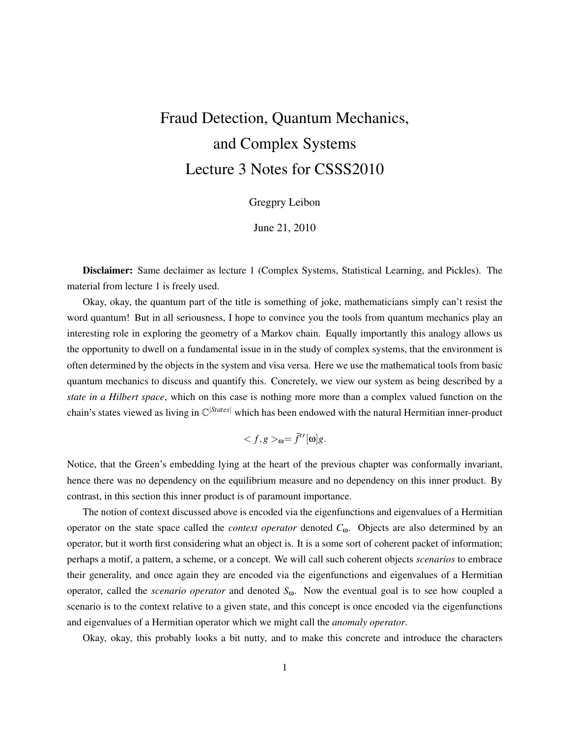# Fraud Detection, Quantum Mechanics, and Complex Systems
# Lecture 3 Notes for CSSS2010

Gregpry Leibon

June 21, 2010

**Disclaimer:** Same declaimer as lecture 1 (Complex Systems, Statistical Learning, and Pickles). The material from lecture 1 is freely used.

Okay, okay, the quantum part of the title is something of joke, mathematicians simply can't resist the word quantum! But in all seriousness, I hope to convince you the tools from quantum mechanics play an interesting role in exploring the geometry of a Markov chain. Equally importantly this analogy allows us the opportunity to dwell on a fundamental issue in in the study of complex systems, that the environment is often determined by the objects in the system and visa versa. Here we use the mathematical tools from basic quantum mechanics to discuss and quantify this. Concretely, we view our system as being described by a *state in a Hilbert space*, which on this case is nothing more more than a complex valued function on the chain's states viewed as living in $\mathbb{C}^{|States|}$ which has been endowed with the natural Hermitian inner-product

$$< f, g >_{\omega} = \bar{f}^{tr}[\omega]g.$$

Notice, that the Green's embedding lying at the heart of the previous chapter was conformally invariant, hence there was no dependency on the equilibrium measure and no dependency on this inner product. By contrast, in this section this inner product is of paramount importance.

The notion of context discussed above is encoded via the eigenfunctions and eigenvalues of a Hermitian operator on the state space called the *context operator* denoted $C_{\omega}$. Objects are also determined by an operator, but it worth first considering what an object is. It is a some sort of coherent packet of information; perhaps a motif, a pattern, a scheme, or a concept. We will call such coherent objects *scenarios* to embrace their generality, and once again they are encoded via the eigenfunctions and eigenvalues of a Hermitian operator, called the *scenario operator* and denoted $S_{\omega}$. Now the eventual goal is to see how coupled a scenario is to the context relative to a given state, and this concept is once encoded via the eigenfunctions and eigenvalues of a Hermitian operator which we might call the *anomaly operator*.

Okay, okay, this probably looks a bit nutty, and to make this concrete and introduce the characters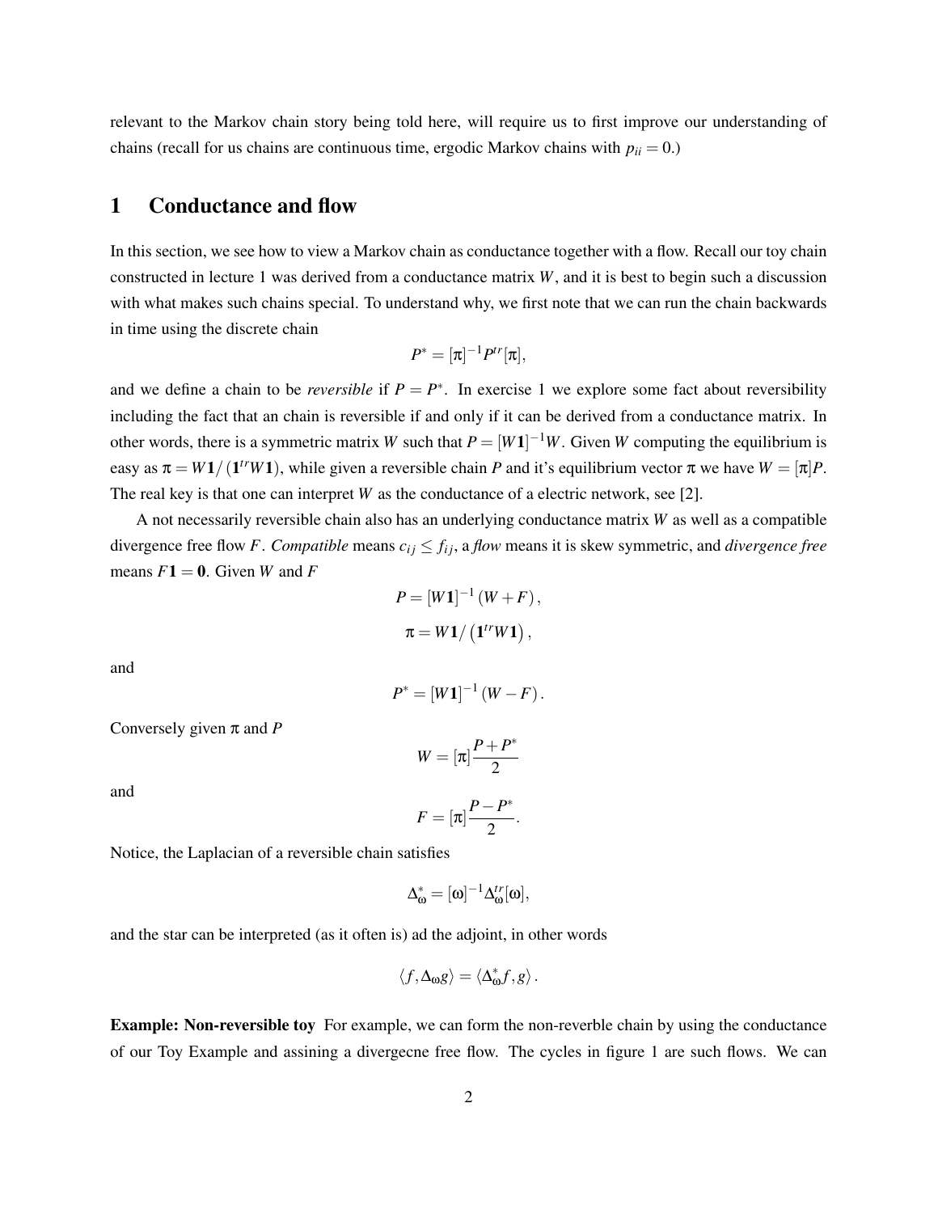relevant to the Markov chain story being told here, will require us to first improve our understanding of chains (recall for us chains are continuous time, ergodic Markov chains with $p_{ii} = 0$.)

# 1 Conductance and flow

In this section, we see how to view a Markov chain as conductance together with a flow. Recall our toy chain constructed in lecture 1 was derived from a conductance matrix $W$, and it is best to begin such a discussion with what makes such chains special. To understand why, we first note that we can run the chain backwards in time using the discrete chain

$$P^* = [\pi]^{-1} P^{tr} [\pi],$$

and we define a chain to be *reversible* if $P = P^*$. In exercise 1 we explore some fact about reversibility including the fact that an chain is reversible if and only if it can be derived from a conductance matrix. In other words, there is a symmetric matrix $W$ such that $P = [W\mathbf{1}]^{-1} W$. Given $W$ computing the equilibrium is easy as $\pi = W\mathbf{1}/(\mathbf{1}^{tr} W\mathbf{1})$, while given a reversible chain $P$ and it's equilibrium vector $\pi$ we have $W = [\pi]P$. The real key is that one can interpret $W$ as the conductance of a electric network, see [2].

A not necessarily reversible chain also has an underlying conductance matrix $W$ as well as a compatible divergence free flow $F$. *Compatible* means $c_{ij} \leq f_{ij}$, a *flow* means it is skew symmetric, and *divergence free* means $F\mathbf{1} = \mathbf{0}$. Given $W$ and $F$

$$P = [W\mathbf{1}]^{-1} (W + F),$$

$$\pi = W\mathbf{1}/\left(\mathbf{1}^{tr} W\mathbf{1}\right),$$

and

$$P^* = [W\mathbf{1}]^{-1} (W - F).$$

Conversely given $\pi$ and $P$

$$W = [\pi] \frac{P + P^*}{2}$$

and

$$F = [\pi] \frac{P - P^*}{2}.$$

Notice, the Laplacian of a reversible chain satisfies

$$\Delta_\omega^* = [\omega]^{-1} \Delta_\omega^{tr} [\omega],$$

and the star can be interpreted (as it often is) ad the adjoint, in other words

$$\langle f, \Delta_\omega g \rangle = \langle \Delta_\omega^* f, g \rangle.$$

**Example: Non-reversible toy** For example, we can form the non-reverble chain by using the conductance of our Toy Example and assining a divergecne free flow. The cycles in figure 1 are such flows. We can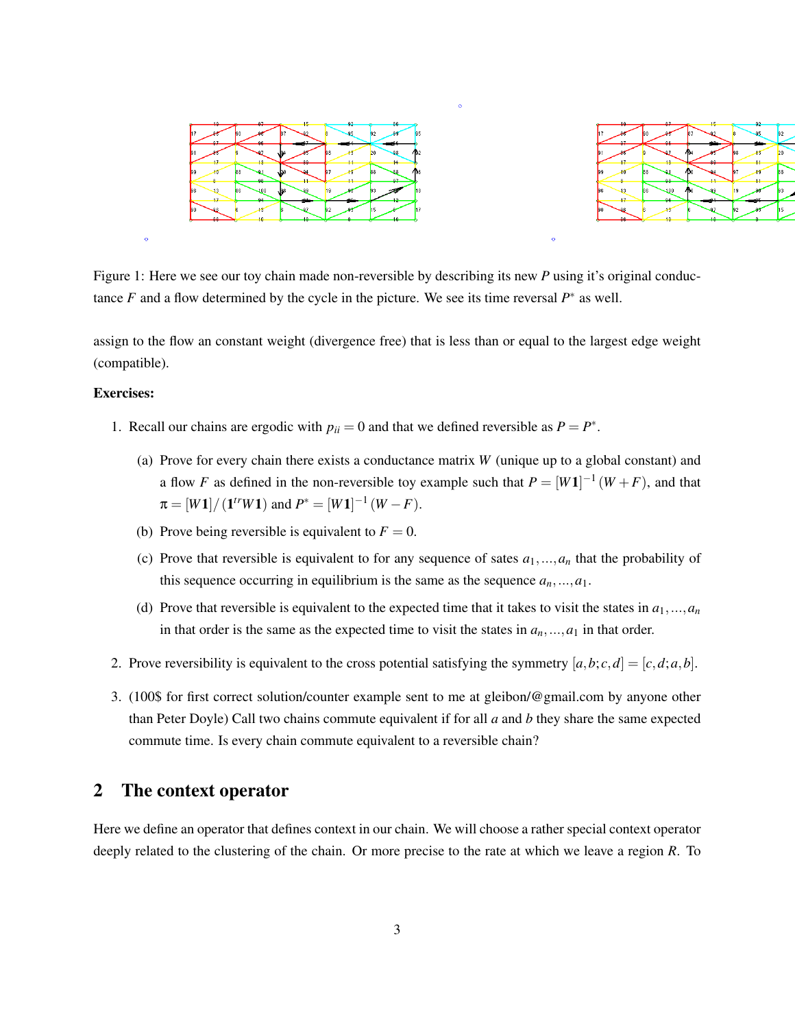Figure 1: Here we see our toy chain made non-reversible by describing its new $P$ using it's original conductance $F$ and a flow determined by the cycle in the picture. We see its time reversal $P^*$ as well.

assign to the flow an constant weight (divergence free) that is less than or equal to the largest edge weight (compatible).

**Exercises:**

1. Recall our chains are ergodic with $p_{ii} = 0$ and that we defined reversible as $P = P^*$.

   (a) Prove for every chain there exists a conductance matrix $W$ (unique up to a global constant) and a flow $F$ as defined in the non-reversible toy example such that $P = [W\mathbf{1}]^{-1}(W + F)$, and that $\pi = [W\mathbf{1}]/(\mathbf{1}^{tr}W\mathbf{1})$ and $P^* = [W\mathbf{1}]^{-1}(W - F)$.

   (b) Prove being reversible is equivalent to $F = 0$.

   (c) Prove that reversible is equivalent to for any sequence of sates $a_1, \ldots, a_n$ that the probability of this sequence occurring in equilibrium is the same as the sequence $a_n, \ldots, a_1$.

   (d) Prove that reversible is equivalent to the expected time that it takes to visit the states in $a_1, \ldots, a_n$ in that order is the same as the expected time to visit the states in $a_n, \ldots, a_1$ in that order.

2. Prove reversibility is equivalent to the cross potential satisfying the symmetry $[a, b; c, d] = [c, d; a, b]$.

3. (100$ for first correct solution/counter example sent to me at gleibon/@gmail.com by anyone other than Peter Doyle) Call two chains commute equivalent if for all $a$ and $b$ they share the same expected commute time. Is every chain commute equivalent to a reversible chain?

## 2 The context operator

Here we define an operator that defines context in our chain. We will choose a rather special context operator deeply related to the clustering of the chain. Or more precise to the rate at which we leave a region $R$. To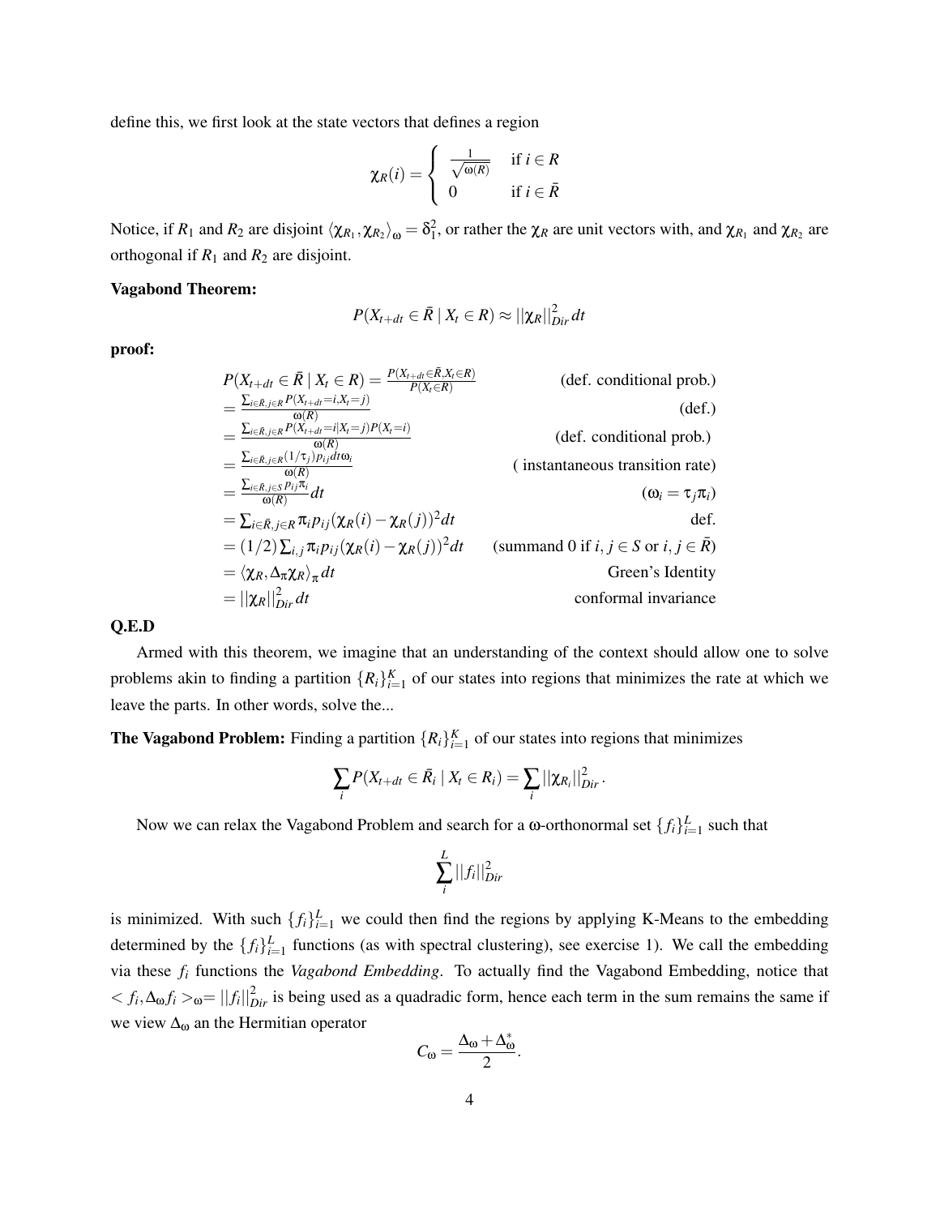define this, we first look at the state vectors that defines a region

$$\chi_R(i) = \begin{cases} \frac{1}{\sqrt{\omega(R)}} & \text{if } i \in R \\ 0 & \text{if } i \in \bar{R} \end{cases}$$

Notice, if $R_1$ and $R_2$ are disjoint $\langle \chi_{R_1}, \chi_{R_2} \rangle_\omega = \delta_1^2$, or rather the $\chi_R$ are unit vectors with, and $\chi_{R_1}$ and $\chi_{R_2}$ are orthogonal if $R_1$ and $R_2$ are disjoint.

**Vagabond Theorem:**

$$P(X_{t+dt} \in \bar{R} \mid X_t \in R) \approx ||\chi_R||_{Dir}^2 \, dt$$

**proof:**

$$\begin{aligned}
P(X_{t+dt} \in \bar{R} \mid X_t \in R) &= \frac{P(X_{t+dt} \in \bar{R}, X_t \in R)}{P(X_t \in R)} && \text{(def. conditional prob.)} \\
&= \frac{\sum_{i \in \bar{R}, j \in R} P(X_{t+dt} = i, X_t = j)}{\omega(R)} && \text{(def.)} \\
&= \frac{\sum_{i \in \bar{R}, j \in R} P(X_{t+dt} = i | X_t = j) P(X_t = i)}{\omega(R)} && \text{(def. conditional prob.)} \\
&= \frac{\sum_{i \in \bar{R}, j \in R} (1/\tau_j) p_{ij} dt \omega_i}{\omega(R)} && \text{( instantaneous transition rate)} \\
&= \frac{\sum_{i \in \bar{R}, j \in S} p_{ij} \pi_i}{\omega(R)} dt && (\omega_i = \tau_j \pi_i) \\
&= \sum_{i \in \bar{R}, j \in R} \pi_i p_{ij} (\chi_R(i) - \chi_R(j))^2 dt && \text{def.} \\
&= (1/2) \sum_{i,j} \pi_i p_{ij} (\chi_R(i) - \chi_R(j))^2 dt && \text{(summand 0 if } i,j \in S \text{ or } i,j \in \bar{R}) \\
&= \langle \chi_R, \Delta_\pi \chi_R \rangle_\pi dt && \text{Green's Identity} \\
&= ||\chi_R||_{Dir}^2 dt && \text{conformal invariance}
\end{aligned}$$

**Q.E.D**

Armed with this theorem, we imagine that an understanding of the context should allow one to solve problems akin to finding a partition $\{R_i\}_{i=1}^K$ of our states into regions that minimizes the rate at which we leave the parts. In other words, solve the...

**The Vagabond Problem:** Finding a partition $\{R_i\}_{i=1}^K$ of our states into regions that minimizes

$$\sum_i P(X_{t+dt} \in \bar{R}_i \mid X_t \in R_i) = \sum_i ||\chi_{R_i}||_{Dir}^2.$$

Now we can relax the Vagabond Problem and search for a $\omega$-orthonormal set $\{f_i\}_{i=1}^L$ such that

$$\sum_i^L ||f_i||_{Dir}^2$$

is minimized. With such $\{f_i\}_{i=1}^L$ we could then find the regions by applying K-Means to the embedding determined by the $\{f_i\}_{i=1}^L$ functions (as with spectral clustering), see exercise 1). We call the embedding via these $f_i$ functions the *Vagabond Embedding*. To actually find the Vagabond Embedding, notice that $< f_i, \Delta_\omega f_i >_\omega = ||f_i||_{Dir}^2$ is being used as a quadradic form, hence each term in the sum remains the same if we view $\Delta_\omega$ an the Hermitian operator

$$C_\omega = \frac{\Delta_\omega + \Delta_\omega^*}{2}.$$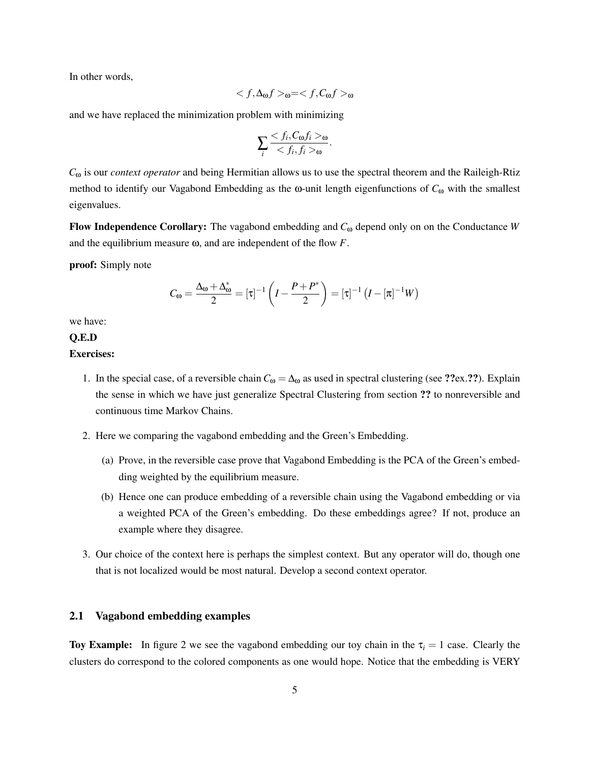In other words,

$$< f, \Delta_\omega f >_\omega = < f, C_\omega f >_\omega$$

and we have replaced the minimization problem with minimizing

$$\sum_i \frac{< f_i, C_\omega f_i >_\omega}{< f_i, f_i >_\omega}.$$

$C_\omega$ is our *context operator* and being Hermitian allows us to use the spectral theorem and the Raileigh-Rtiz method to identify our Vagabond Embedding as the $\omega$-unit length eigenfunctions of $C_\omega$ with the smallest eigenvalues.

**Flow Independence Corollary:** The vagabond embedding and $C_\omega$ depend only on on the Conductance $W$ and the equilibrium measure $\omega$, and are independent of the flow $F$.

**proof:** Simply note

$$C_\omega = \frac{\Delta_\omega + \Delta_\omega^*}{2} = [\tau]^{-1}\left(I - \frac{P + P^*}{2}\right) = [\tau]^{-1}\left(I - [\pi]^{-1}W\right)$$

we have:

**Q.E.D**

**Exercises:**

1. In the special case, of a reversible chain $C_\omega = \Delta_\omega$ as used in spectral clustering (see **??**ex.**??**). Explain the sense in which we have just generalize Spectral Clustering from section **??** to nonreversible and continuous time Markov Chains.
2. Here we comparing the vagabond embedding and the Green's Embedding.
   (a) Prove, in the reversible case prove that Vagabond Embedding is the PCA of the Green's embedding weighted by the equilibrium measure.
   (b) Hence one can produce embedding of a reversible chain using the Vagabond embedding or via a weighted PCA of the Green's embedding. Do these embeddings agree? If not, produce an example where they disagree.
3. Our choice of the context here is perhaps the simplest context. But any operator will do, though one that is not localized would be most natural. Develop a second context operator.

## 2.1 Vagabond embedding examples

**Toy Example:** In figure 2 we see the vagabond embedding our toy chain in the $\tau_i = 1$ case. Clearly the clusters do correspond to the colored components as one would hope. Notice that the embedding is VERY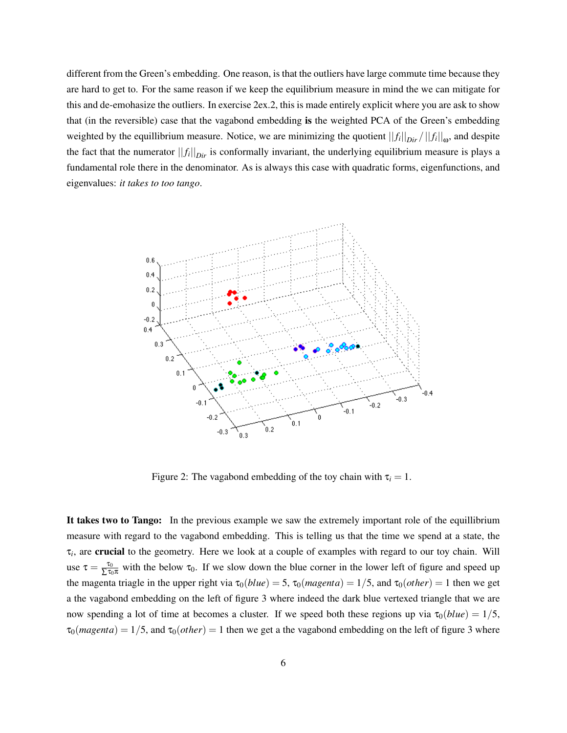different from the Green's embedding. One reason, is that the outliers have large commute time because they are hard to get to. For the same reason if we keep the equilibrium measure in mind the we can mitigate for this and de-emohasize the outliers. In exercise 2ex.2, this is made entirely explicit where you are ask to show that (in the reversible) case that the vagabond embedding **is** the weighted PCA of the Green's embedding weighted by the equillibrium measure. Notice, we are minimizing the quotient $||f_i||_{Dir} / ||f_i||_{\omega}$, and despite the fact that the numerator $||f_i||_{Dir}$ is conformally invariant, the underlying equilibrium measure is plays a fundamental role there in the denominator. As is always this case with quadratic forms, eigenfunctions, and eigenvalues: *it takes to too tango*.

Figure 2: The vagabond embedding of the toy chain with $\tau_i = 1$.

**It takes two to Tango:** In the previous example we saw the extremely important role of the equillibrium measure with regard to the vagabond embedding. This is telling us that the time we spend at a state, the $\tau_i$, are **crucial** to the geometry. Here we look at a couple of examples with regard to our toy chain. Will use $\tau = \frac{\tau_0}{\sum \tau_0 \pi}$ with the below $\tau_0$. If we slow down the blue corner in the lower left of figure and speed up the magenta triagle in the upper right via $\tau_0(blue) = 5$, $\tau_0(magenta) = 1/5$, and $\tau_0(other) = 1$ then we get a the vagabond embedding on the left of figure 3 where indeed the dark blue vertexed triangle that we are now spending a lot of time at becomes a cluster. If we speed both these regions up via $\tau_0(blue) = 1/5$, $\tau_0(magenta) = 1/5$, and $\tau_0(other) = 1$ then we get a the vagabond embedding on the left of figure 3 where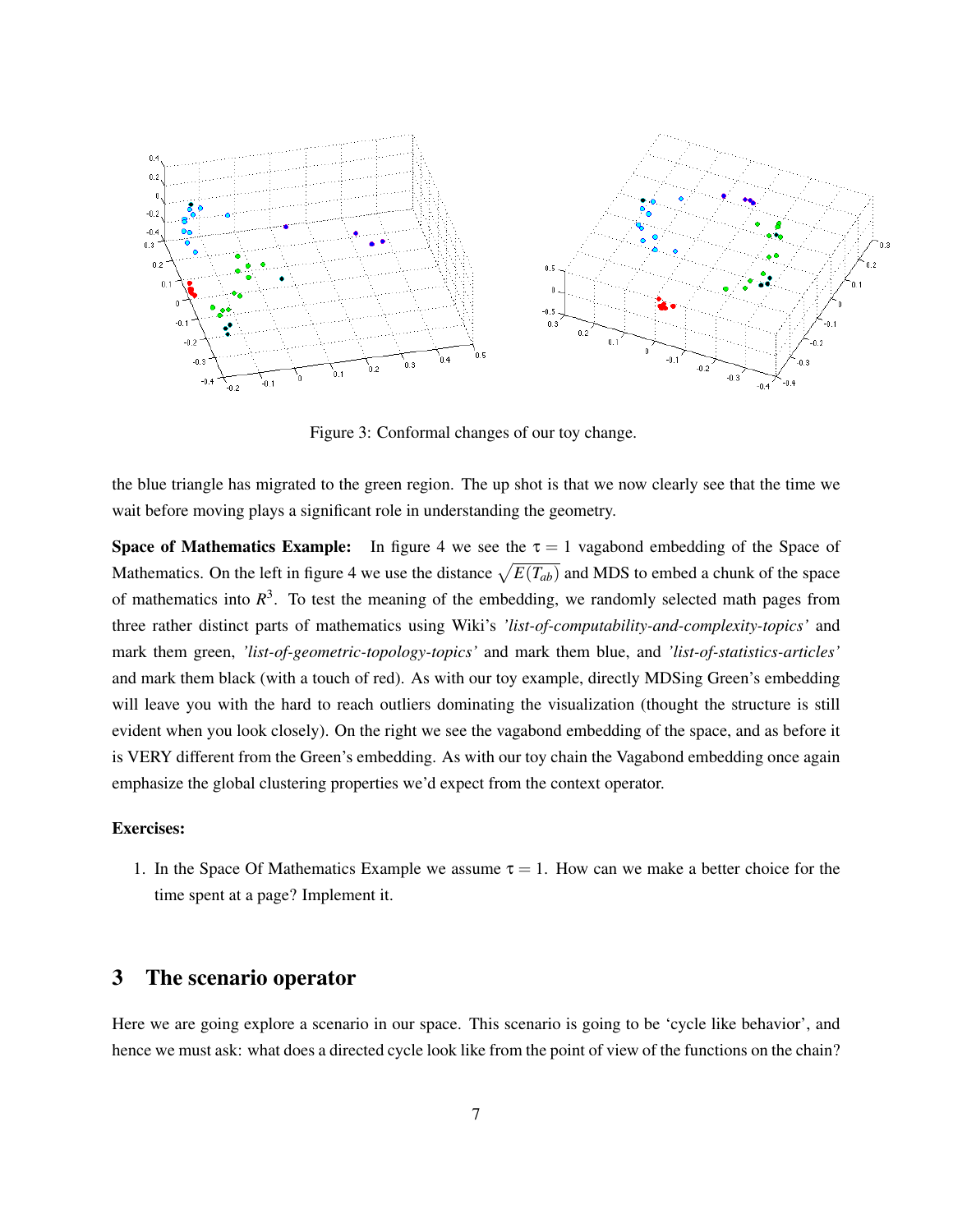Figure 3: Conformal changes of our toy change.

the blue triangle has migrated to the green region. The up shot is that we now clearly see that the time we wait before moving plays a significant role in understanding the geometry.

**Space of Mathematics Example:** In figure 4 we see the $\tau = 1$ vagabond embedding of the Space of Mathematics. On the left in figure 4 we use the distance $\sqrt{E(T_{ab})}$ and MDS to embed a chunk of the space of mathematics into $R^3$. To test the meaning of the embedding, we randomly selected math pages from three rather distinct parts of mathematics using Wiki's *'list-of-computability-and-complexity-topics'* and mark them green, *'list-of-geometric-topology-topics'* and mark them blue, and *'list-of-statistics-articles'* and mark them black (with a touch of red). As with our toy example, directly MDSing Green's embedding will leave you with the hard to reach outliers dominating the visualization (thought the structure is still evident when you look closely). On the right we see the vagabond embedding of the space, and as before it is VERY different from the Green's embedding. As with our toy chain the Vagabond embedding once again emphasize the global clustering properties we'd expect from the context operator.

**Exercises:**

1. In the Space Of Mathematics Example we assume $\tau = 1$. How can we make a better choice for the time spent at a page? Implement it.

## 3 The scenario operator

Here we are going explore a scenario in our space. This scenario is going to be 'cycle like behavior', and hence we must ask: what does a directed cycle look like from the point of view of the functions on the chain?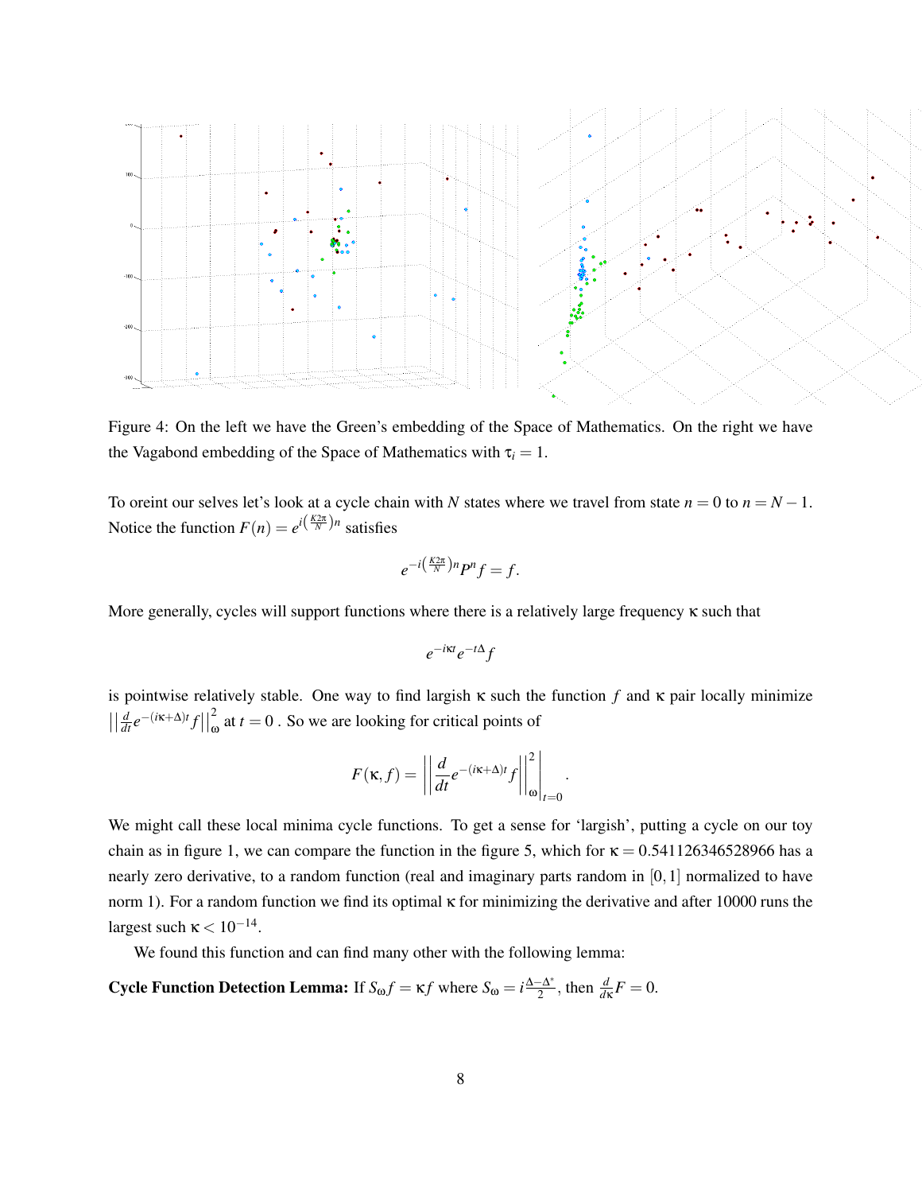Figure 4: On the left we have the Green's embedding of the Space of Mathematics. On the right we have the Vagabond embedding of the Space of Mathematics with $\tau_i = 1$.

To oreint our selves let's look at a cycle chain with $N$ states where we travel from state $n = 0$ to $n = N-1$. Notice the function $F(n) = e^{i\left(\frac{K2\pi}{N}\right)n}$ satisfies

$$e^{-i\left(\frac{K2\pi}{N}\right)n} P^n f = f.$$

More generally, cycles will support functions where there is a relatively large frequency $\kappa$ such that

$$e^{-i\kappa t} e^{-t\Delta} f$$

is pointwise relatively stable. One way to find largish $\kappa$ such the function $f$ and $\kappa$ pair locally minimize $\left|\left|\frac{d}{dt} e^{-(i\kappa+\Delta)t} f\right|\right|_{\omega}^{2}$ at $t = 0$ . So we are looking for critical points of

$$F(\kappa, f) = \left|\left|\frac{d}{dt} e^{-(i\kappa+\Delta)t} f\right|\right|_{\omega}^{2}\Bigg|_{t=0}.$$

We might call these local minima cycle functions. To get a sense for 'largish', putting a cycle on our toy chain as in figure 1, we can compare the function in the figure 5, which for $\kappa = 0.541126346528966$ has a nearly zero derivative, to a random function (real and imaginary parts random in $[0,1]$ normalized to have norm 1). For a random function we find its optimal $\kappa$ for minimizing the derivative and after 10000 runs the largest such $\kappa < 10^{-14}$.

We found this function and can find many other with the following lemma:

**Cycle Function Detection Lemma:** If $S_\omega f = \kappa f$ where $S_\omega = i\frac{\Delta - \Delta^*}{2}$, then $\frac{d}{d\kappa} F = 0$.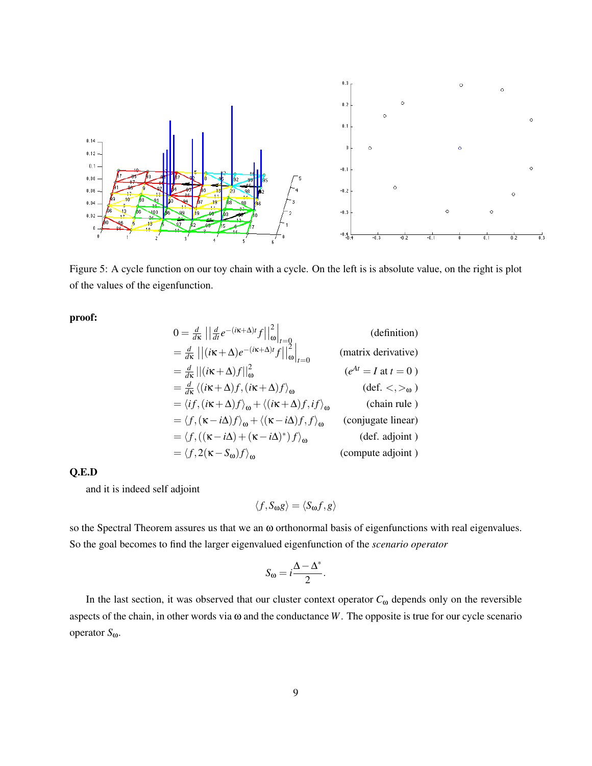Figure 5: A cycle function on our toy chain with a cycle. On the left is is absolute value, on the right is plot of the values of the eigenfunction.

**proof:**

$$
\begin{aligned}
0 &= \tfrac{d}{d\kappa} \left|\left| \tfrac{d}{dt} e^{-(i\kappa+\Delta)t} f \right|\right|_{\omega}^{2} \Big|_{t=0} && \text{(definition)} \\
&= \tfrac{d}{d\kappa} \left|\left| (i\kappa+\Delta) e^{-(i\kappa+\Delta)t} f \right|\right|_{\omega}^{2} \Big|_{t=0} && \text{(matrix derivative)} \\
&= \tfrac{d}{d\kappa} \left|\left| (i\kappa+\Delta) f \right|\right|_{\omega}^{2} && (e^{At} = I \text{ at } t = 0 \text{ )} \\
&= \tfrac{d}{d\kappa} \langle (i\kappa+\Delta) f, (i\kappa+\Delta) f \rangle_{\omega} && \text{(def. } <,>_{\omega} \text{ )} \\
&= \langle if, (i\kappa+\Delta) f \rangle_{\omega} + \langle (i\kappa+\Delta) f, if \rangle_{\omega} && \text{(chain rule )} \\
&= \langle f, (\kappa - i\Delta) f \rangle_{\omega} + \langle (\kappa - i\Delta) f, f \rangle_{\omega} && \text{(conjugate linear)} \\
&= \langle f, ((\kappa - i\Delta) + (\kappa - i\Delta)^{*}) f \rangle_{\omega} && \text{(def. adjoint )} \\
&= \langle f, 2(\kappa - S_{\omega}) f \rangle_{\omega} && \text{(compute adjoint )}
\end{aligned}
$$

**Q.E.D**

and it is indeed self adjoint

$$\langle f, S_{\omega} g \rangle = \langle S_{\omega} f, g \rangle$$

so the Spectral Theorem assures us that we an $\omega$ orthonormal basis of eigenfunctions with real eigenvalues. So the goal becomes to find the larger eigenvalued eigenfunction of the *scenario operator*

$$S_{\omega} = i\frac{\Delta - \Delta^{*}}{2}.$$

In the last section, it was observed that our cluster context operator $C_{\omega}$ depends only on the reversible aspects of the chain, in other words via $\omega$ and the conductance $W$. The opposite is true for our cycle scenario operator $S_{\omega}$.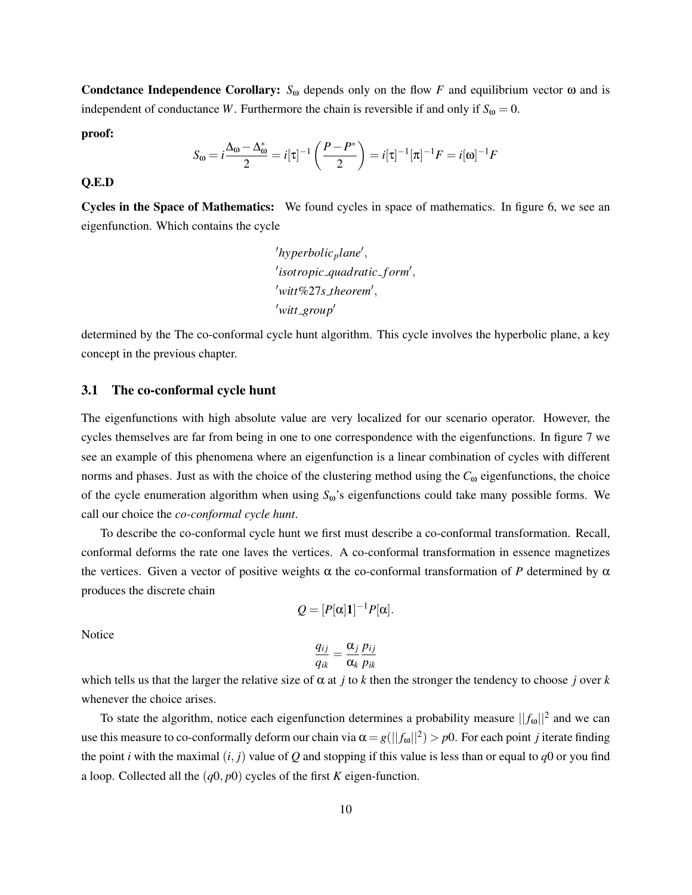**Condctance Independence Corollary:** $S_\omega$ depends only on the flow $F$ and equilibrium vector $\omega$ and is independent of conductance $W$. Furthermore the chain is reversible if and only if $S_\omega = 0$.

**proof:**

$$S_\omega = i\frac{\Delta_\omega - \Delta_\omega^*}{2} = i[\tau]^{-1}\left(\frac{P-P^*}{2}\right) = i[\tau]^{-1}[\pi]^{-1}F = i[\omega]^{-1}F$$

**Q.E.D**

**Cycles in the Space of Mathematics:** We found cycles in space of mathematics. In figure 6, we see an eigenfunction. Which contains the cycle

$$\begin{aligned}
&'hyperbolic_plane',\\
&'isotropic\_quadratic\_form',\\
&'witt\%27s\_theorem',\\
&'witt\_group'
\end{aligned}$$

determined by the The co-conformal cycle hunt algorithm. This cycle involves the hyperbolic plane, a key concept in the previous chapter.

## 3.1 The co-conformal cycle hunt

The eigenfunctions with high absolute value are very localized for our scenario operator. However, the cycles themselves are far from being in one to one correspondence with the eigenfunctions. In figure 7 we see an example of this phenomena where an eigenfunction is a linear combination of cycles with different norms and phases. Just as with the choice of the clustering method using the $C_\omega$ eigenfunctions, the choice of the cycle enumeration algorithm when using $S_\omega$'s eigenfunctions could take many possible forms. We call our choice the *co-conformal cycle hunt*.

To describe the co-conformal cycle hunt we first must describe a co-conformal transformation. Recall, conformal deforms the rate one laves the vertices. A co-conformal transformation in essence magnetizes the vertices. Given a vector of positive weights $\alpha$ the co-conformal transformation of $P$ determined by $\alpha$ produces the discrete chain

$$Q = [P[\alpha]\mathbf{1}]^{-1}P[\alpha].$$

Notice

$$\frac{q_{ij}}{q_{ik}} = \frac{\alpha_j}{\alpha_k}\frac{p_{ij}}{p_{ik}}$$

which tells us that the larger the relative size of $\alpha$ at $j$ to $k$ then the stronger the tendency to choose $j$ over $k$ whenever the choice arises.

To state the algorithm, notice each eigenfunction determines a probability measure $||f_\omega||^2$ and we can use this measure to co-conformally deform our chain via $\alpha = g(||f_\omega||^2) > p0$. For each point $j$ iterate finding the point $i$ with the maximal $(i,j)$ value of $Q$ and stopping if this value is less than or equal to $q0$ or you find a loop. Collected all the $(q0, p0)$ cycles of the first $K$ eigen-function.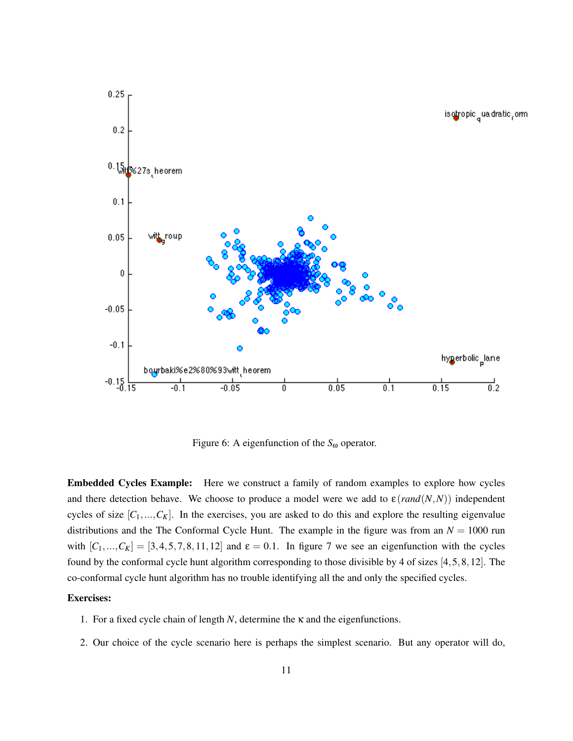Figure 6: A eigenfunction of the $S_\omega$ operator.

**Embedded Cycles Example:** Here we construct a family of random examples to explore how cycles and there detection behave. We choose to produce a model were we add to $\varepsilon(rand(N,N))$ independent cycles of size $[C_1,...,C_K]$. In the exercises, you are asked to do this and explore the resulting eigenvalue distributions and the The Conformal Cycle Hunt. The example in the figure was from an $N = 1000$ run with $[C_1,...,C_K] = [3,4,5,7,8,11,12]$ and $\varepsilon = 0.1$. In figure 7 we see an eigenfunction with the cycles found by the conformal cycle hunt algorithm corresponding to those divisible by 4 of sizes $[4,5,8,12]$. The co-conformal cycle hunt algorithm has no trouble identifying all the and only the specified cycles.

**Exercises:**

1. For a fixed cycle chain of length $N$, determine the $\kappa$ and the eigenfunctions.

2. Our choice of the cycle scenario here is perhaps the simplest scenario. But any operator will do,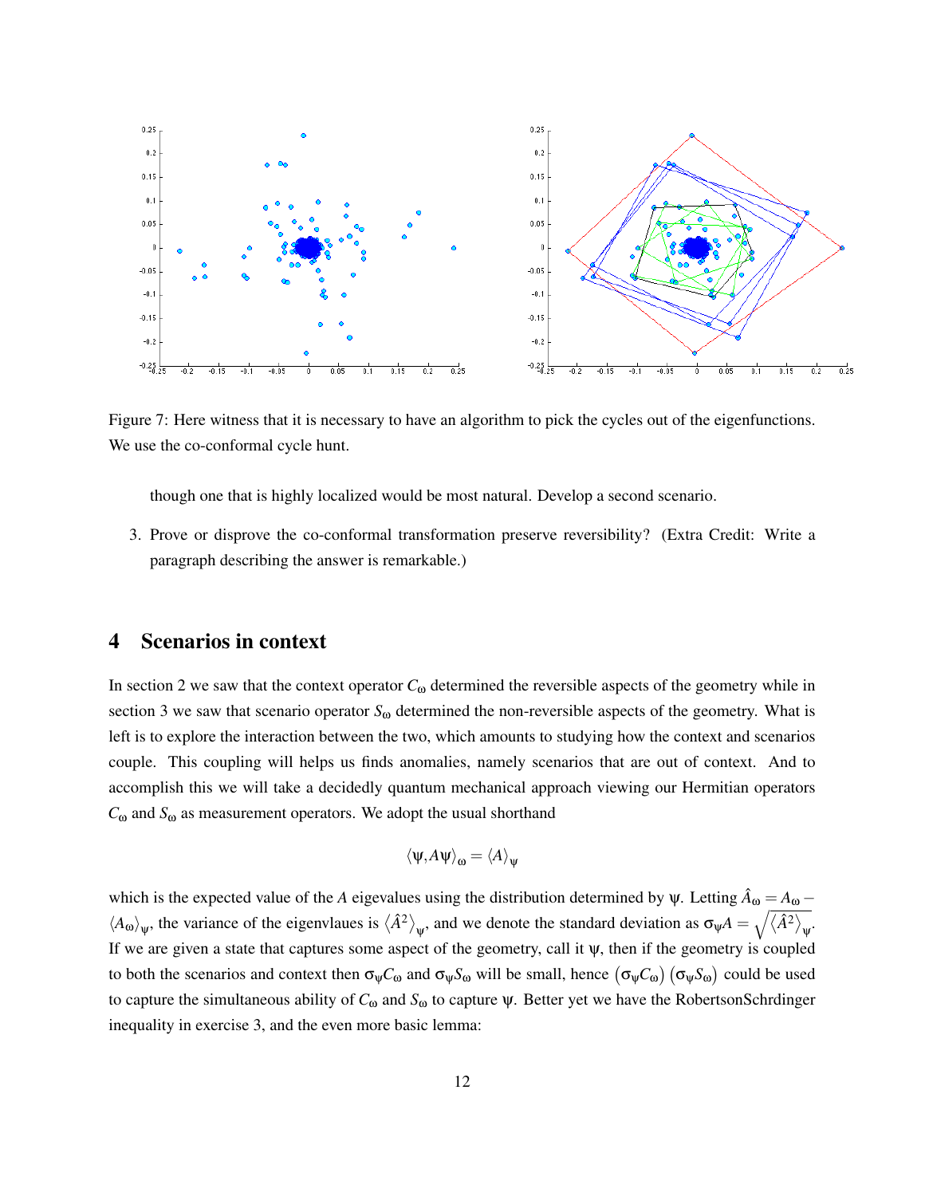Figure 7: Here witness that it is necessary to have an algorithm to pick the cycles out of the eigenfunctions. We use the co-conformal cycle hunt.

though one that is highly localized would be most natural. Develop a second scenario.

3. Prove or disprove the co-conformal transformation preserve reversibility? (Extra Credit: Write a paragraph describing the answer is remarkable.)

## 4 Scenarios in context

In section 2 we saw that the context operator $C_\omega$ determined the reversible aspects of the geometry while in section 3 we saw that scenario operator $S_\omega$ determined the non-reversible aspects of the geometry. What is left is to explore the interaction between the two, which amounts to studying how the context and scenarios couple. This coupling will helps us finds anomalies, namely scenarios that are out of context. And to accomplish this we will take a decidedly quantum mechanical approach viewing our Hermitian operators $C_\omega$ and $S_\omega$ as measurement operators. We adopt the usual shorthand

$$\langle \psi, A\psi \rangle_\omega = \langle A \rangle_\psi$$

which is the expected value of the $A$ eigevalues using the distribution determined by $\psi$. Letting $\hat{A}_\omega = A_\omega - \langle A_\omega \rangle_\psi$, the variance of the eigenvlaues is $\langle \hat{A}^2 \rangle_\psi$, and we denote the standard deviation as $\sigma_\psi A = \sqrt{\langle \hat{A}^2 \rangle_\psi}$. If we are given a state that captures some aspect of the geometry, call it $\psi$, then if the geometry is coupled to both the scenarios and context then $\sigma_\psi C_\omega$ and $\sigma_\psi S_\omega$ will be small, hence $(\sigma_\psi C_\omega)(\sigma_\psi S_\omega)$ could be used to capture the simultaneous ability of $C_\omega$ and $S_\omega$ to capture $\psi$. Better yet we have the RobertsonSchrdinger inequality in exercise 3, and the even more basic lemma: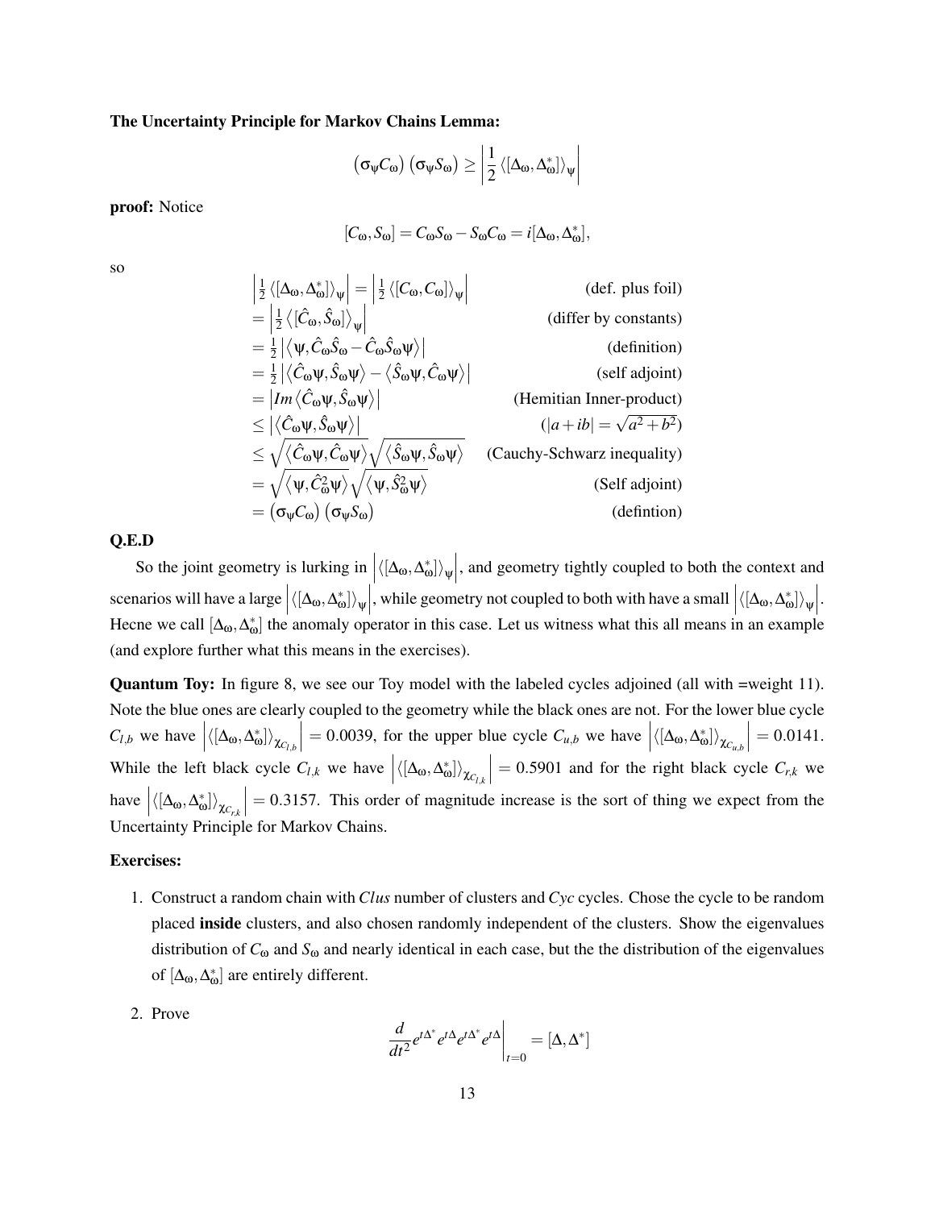**The Uncertainty Principle for Markov Chains Lemma:**

$$\left(\sigma_\psi C_\omega\right)\left(\sigma_\psi S_\omega\right) \geq \left|\frac{1}{2}\left\langle[\Delta_\omega, \Delta_\omega^*]\right\rangle_\psi\right|$$

**proof:** Notice

$$[C_\omega, S_\omega] = C_\omega S_\omega - S_\omega C_\omega = i[\Delta_\omega, \Delta_\omega^*],$$

so

$$\begin{aligned}
\left|\tfrac{1}{2}\left\langle[\Delta_\omega, \Delta_\omega^*]\right\rangle_\psi\right| &= \left|\tfrac{1}{2}\left\langle[C_\omega, C_\omega]\right\rangle_\psi\right| && \text{(def. plus foil)}\\
&= \left|\tfrac{1}{2}\left\langle[\hat{C}_\omega, \hat{S}_\omega]\right\rangle_\psi\right| && \text{(differ by constants)}\\
&= \tfrac{1}{2}\left|\left\langle\psi, \hat{C}_\omega\hat{S}_\omega - \hat{C}_\omega\hat{S}_\omega\psi\right\rangle\right| && \text{(definition)}\\
&= \tfrac{1}{2}\left|\left\langle\hat{C}_\omega\psi, \hat{S}_\omega\psi\right\rangle - \left\langle\hat{S}_\omega\psi, \hat{C}_\omega\psi\right\rangle\right| && \text{(self adjoint)}\\
&= \left|Im\left\langle\hat{C}_\omega\psi, \hat{S}_\omega\psi\right\rangle\right| && \text{(Hemitian Inner-product)}\\
&\leq \left|\left\langle\hat{C}_\omega\psi, \hat{S}_\omega\psi\right\rangle\right| && (|a+ib| = \sqrt{a^2+b^2})\\
&\leq \sqrt{\left\langle\hat{C}_\omega\psi, \hat{C}_\omega\psi\right\rangle}\sqrt{\left\langle\hat{S}_\omega\psi, \hat{S}_\omega\psi\right\rangle} && \text{(Cauchy-Schwarz inequality)}\\
&= \sqrt{\left\langle\psi, \hat{C}_\omega^2\psi\right\rangle}\sqrt{\left\langle\psi, \hat{S}_\omega^2\psi\right\rangle} && \text{(Self adjoint)}\\
&= \left(\sigma_\psi C_\omega\right)\left(\sigma_\psi S_\omega\right) && \text{(defintion)}
\end{aligned}$$

**Q.E.D**

So the joint geometry is lurking in $\left|\left\langle[\Delta_\omega, \Delta_\omega^*]\right\rangle_\psi\right|$, and geometry tightly coupled to both the context and scenarios will have a large $\left|\left\langle[\Delta_\omega, \Delta_\omega^*]\right\rangle_\psi\right|$, while geometry not coupled to both with have a small $\left|\left\langle[\Delta_\omega, \Delta_\omega^*]\right\rangle_\psi\right|$. Hecne we call $[\Delta_\omega, \Delta_\omega^*]$ the anomaly operator in this case. Let us witness what this all means in an example (and explore further what this means in the exercises).

**Quantum Toy:** In figure 8, we see our Toy model with the labeled cycles adjoined (all with =weight 11). Note the blue ones are clearly coupled to the geometry while the black ones are not. For the lower blue cycle $C_{l,b}$ we have $\left|\left\langle[\Delta_\omega, \Delta_\omega^*]\right\rangle_{\chi_{C_{l,b}}}\right| = 0.0039$, for the upper blue cycle $C_{u,b}$ we have $\left|\left\langle[\Delta_\omega, \Delta_\omega^*]\right\rangle_{\chi_{C_{u,b}}}\right| = 0.0141$. While the left black cycle $C_{l,k}$ we have $\left|\left\langle[\Delta_\omega, \Delta_\omega^*]\right\rangle_{\chi_{C_{l,k}}}\right| = 0.5901$ and for the right black cycle $C_{r,k}$ we have $\left|\left\langle[\Delta_\omega, \Delta_\omega^*]\right\rangle_{\chi_{C_{r,k}}}\right| = 0.3157$. This order of magnitude increase is the sort of thing we expect from the Uncertainty Principle for Markov Chains.

**Exercises:**

1. Construct a random chain with *Clus* number of clusters and *Cyc* cycles. Chose the cycle to be random placed **inside** clusters, and also chosen randomly independent of the clusters. Show the eigenvalues distribution of $C_\omega$ and $S_\omega$ and nearly identical in each case, but the the distribution of the eigenvalues of $[\Delta_\omega, \Delta_\omega^*]$ are entirely different.

2. Prove

$$\left.\frac{d}{dt^2}e^{t\Delta^*}e^{t\Delta}e^{t\Delta^*}e^{t\Delta}\right|_{t=0} = [\Delta, \Delta^*]$$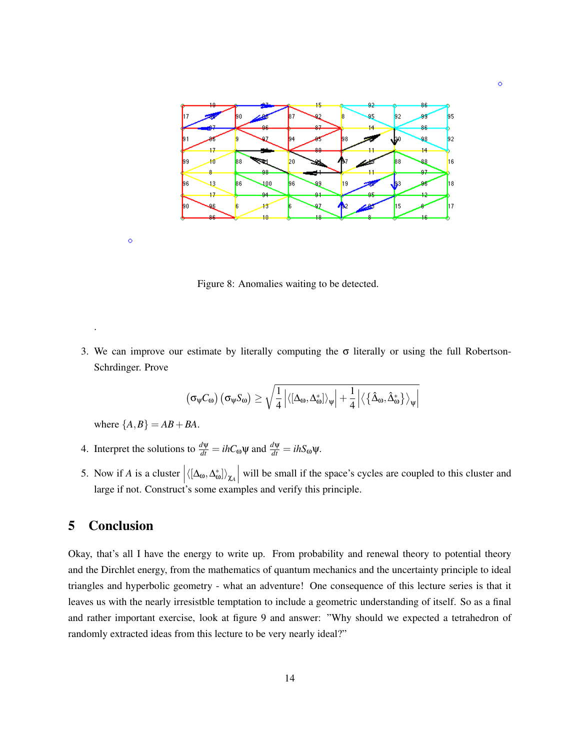Figure 8: Anomalies waiting to be detected.

.

3. We can improve our estimate by literally computing the $\sigma$ literally or using the full Robertson-Schrdinger. Prove

$$(\sigma_\psi C_\omega)\,(\sigma_\psi S_\omega) \geq \sqrt{\frac{1}{4}\left|\langle[\Delta_\omega,\Delta_\omega^*]\rangle_\psi\right| + \frac{1}{4}\left|\langle\{\hat{\Delta}_\omega,\hat{\Delta}_\omega^*\}\rangle_\psi\right|}$$

   where $\{A,B\} = AB + BA$.

4. Interpret the solutions to $\frac{d\psi}{dt} = ihC_\omega\psi$ and $\frac{d\psi}{dt} = ihS_\omega\psi$.

5. Now if $A$ is a cluster $\left|\langle[\Delta_\omega,\Delta_\omega^*]\rangle_{\chi_A}\right|$ will be small if the space's cycles are coupled to this cluster and large if not. Construct's some examples and verify this principle.

## 5 Conclusion

Okay, that's all I have the energy to write up. From probability and renewal theory to potential theory and the Dirchlet energy, from the mathematics of quantum mechanics and the uncertainty principle to ideal triangles and hyperbolic geometry - what an adventure! One consequence of this lecture series is that it leaves us with the nearly irresistble temptation to include a geometric understanding of itself. So as a final and rather important exercise, look at figure 9 and answer: "Why should we expected a tetrahedron of randomly extracted ideas from this lecture to be very nearly ideal?"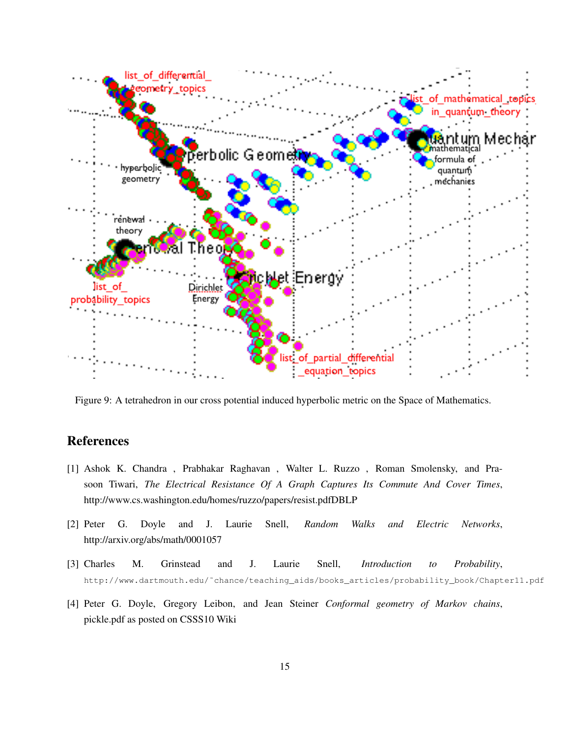Figure 9: A tetrahedron in our cross potential induced hyperbolic metric on the Space of Mathematics.

## References

[1] Ashok K. Chandra , Prabhakar Raghavan , Walter L. Ruzzo , Roman Smolensky, and Prasoon Tiwari, *The Electrical Resistance Of A Graph Captures Its Commute And Cover Times*, http://www.cs.washington.edu/homes/ruzzo/papers/resist.pdfDBLP

[2] Peter G. Doyle and J. Laurie Snell, *Random Walks and Electric Networks*, http://arxiv.org/abs/math/0001057

[3] Charles M. Grinstead and J. Laurie Snell, *Introduction to Probability*, `http://www.dartmouth.edu/~chance/teaching_aids/books_articles/probability_book/Chapter11.pdf`

[4] Peter G. Doyle, Gregory Leibon, and Jean Steiner *Conformal geometry of Markov chains*, pickle.pdf as posted on CSSS10 Wiki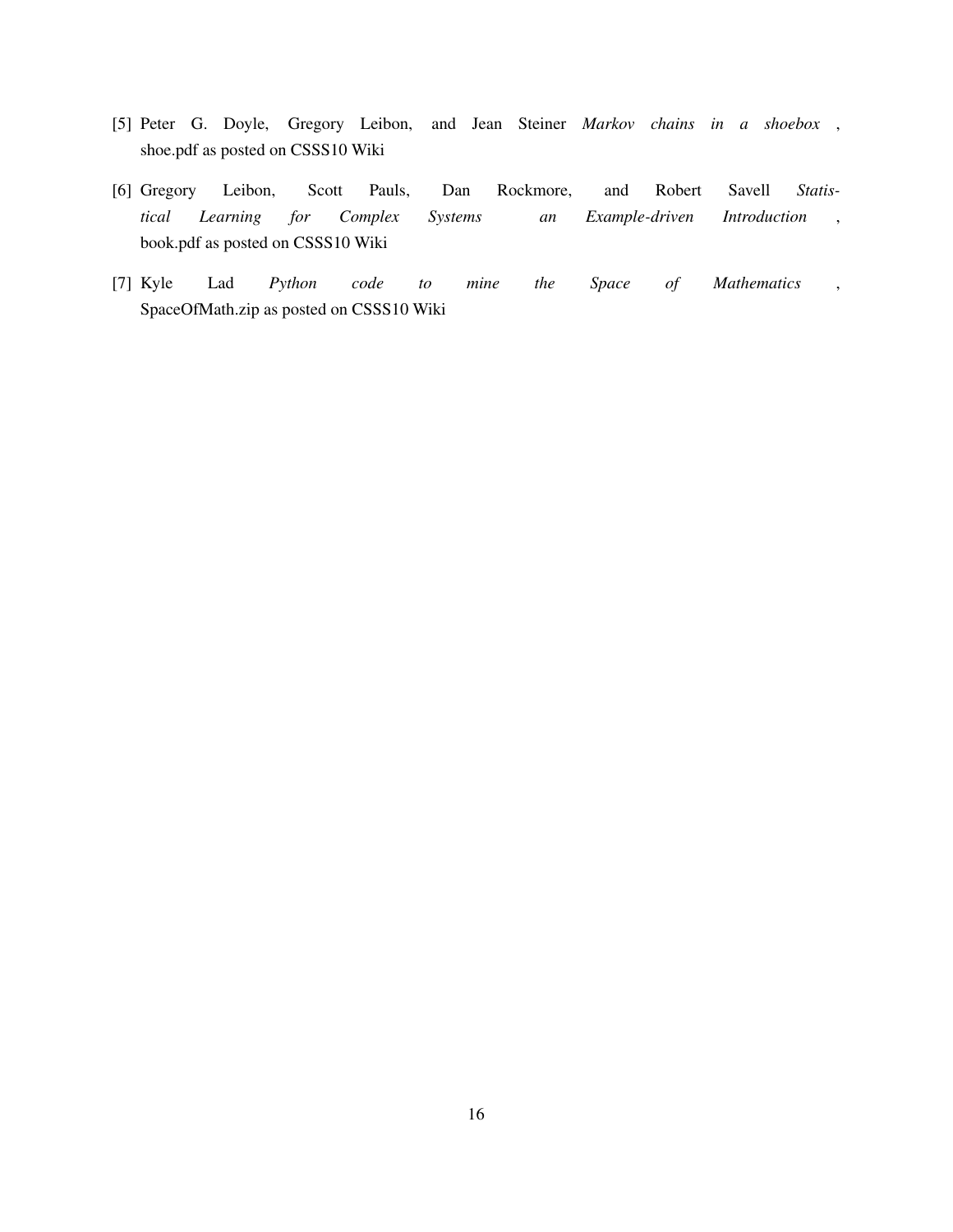[5] Peter G. Doyle, Gregory Leibon, and Jean Steiner *Markov chains in a shoebox* , shoe.pdf as posted on CSSS10 Wiki

[6] Gregory Leibon, Scott Pauls, Dan Rockmore, and Robert Savell *Statistical Learning for Complex Systems an Example-driven Introduction* , book.pdf as posted on CSSS10 Wiki

[7] Kyle Lad *Python code to mine the Space of Mathematics* , SpaceOfMath.zip as posted on CSSS10 Wiki